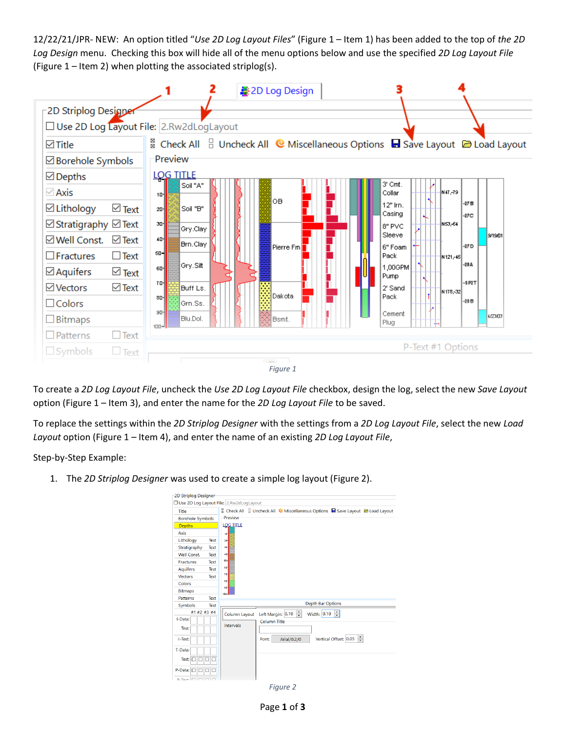12/22/21/JPR- NEW: An option titled "*Use 2D Log Layout Files*" (Figure 1 – Item 1) has been added to the top of *the 2D Log Design* menu. Checking this box will hide all of the menu options below and use the specified *2D Log Layout File* (Figure 1 – Item 2) when plotting the associated striplog(s).

*Figure 1*

To create a *2D Log Layout File*, uncheck the *Use 2D Log Layout File* checkbox, design the log, select the new *Save Layout* option (Figure 1 – Item 3), and enter the name for the *2D Log Layout File* to be saved.

To replace the settings within the *2D Striplog Designer* with the settings from a *2D Log Layout File*, select the new *Load Layout* option (Figure 1 – Item 4), and enter the name of an existing *2D Log Layout File*,

Step-by-Step Example:

1. The *2D Striplog Designer* was used to create a simple log layout (Figure 2).

*Figure 2*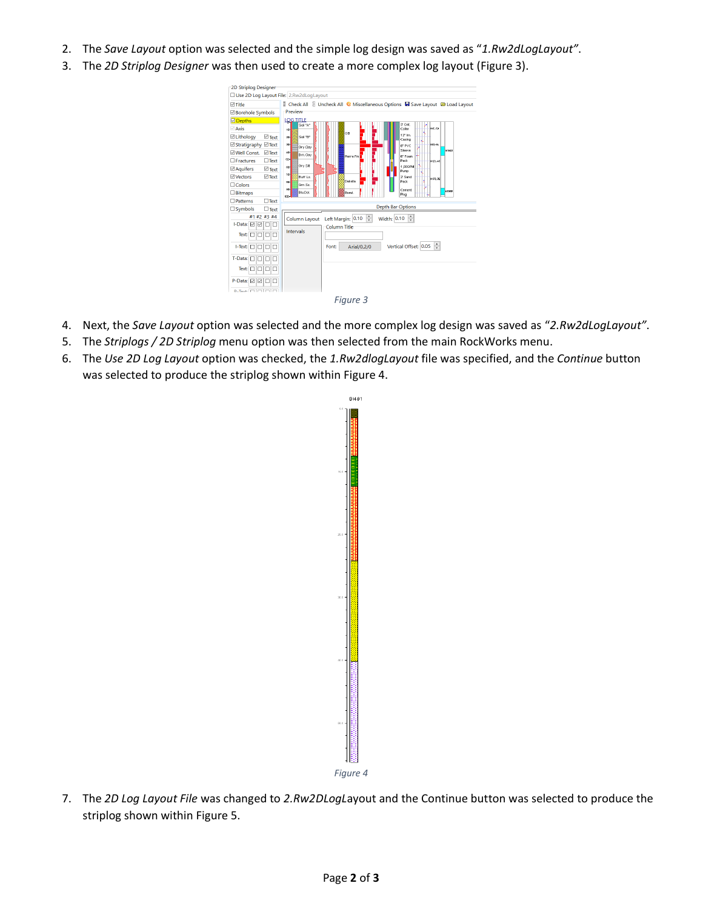2. The *Save Layout* option was selected and the simple log design was saved as "*1.Rw2dLogLayout*".
3. The *2D Striplog Designer* was then used to create a more complex log layout (Figure 3).

Figure 3

4. Next, the *Save Layout* option was selected and the more complex log design was saved as "*2.Rw2dLogLayout*".
5. The *Striplogs / 2D Striplog* menu option was then selected from the main RockWorks menu.
6. The *Use 2D Log Layout* option was checked, the *1.Rw2dlogLayout* file was specified, and the *Continue* button was selected to produce the striplog shown within Figure 4.

Figure 4

7. The *2D Log Layout File* was changed to *2.Rw2DLog*Layout and the Continue button was selected to produce the striplog shown within Figure 5.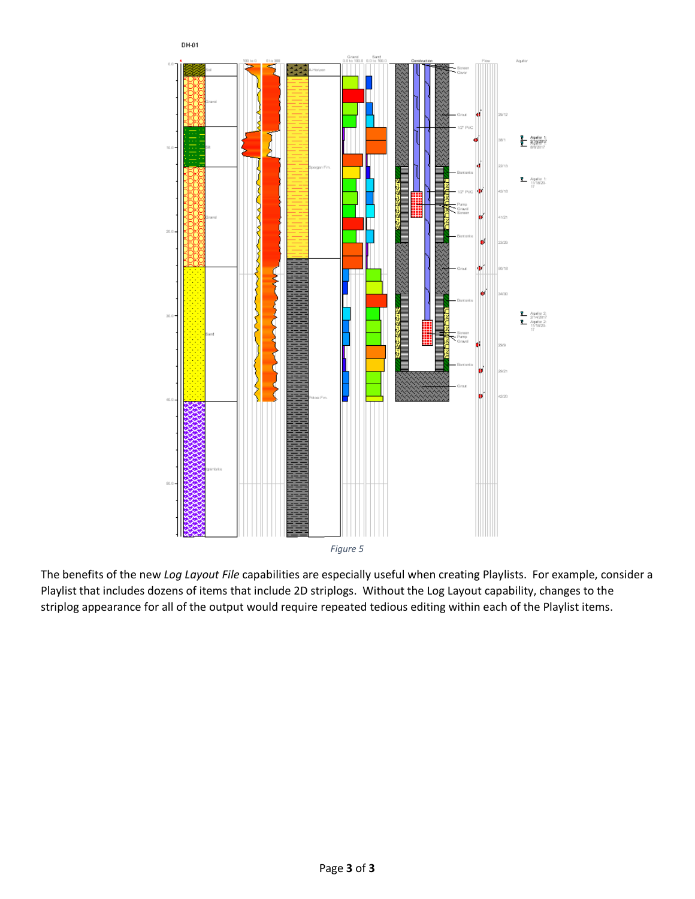DH-01

0.0
10.0
20.0
30.0
40.0
50.0

Soil
Gravel
Silt
Gravel
Sand
Serpentinite

100 to 0
0 to 300

A-Horizon
Spurgen Fm.
Patsei Fm.

Gravel
0.0 to 100.0
Sand
0.0 to 100.0

Construction

Screen
Cover
Grout
1/2" PVC
Bentonite
1/2" PVC
Pump
Gravel
Screen
Bentonite
Grout
Bentonite
Screen
Pump
Gravel
Bentonite
Grout

Flow

29/12
38/1
22/13
40/18
41/21
23/29
50/18
34/30
29/9
29/21
42/20

Aquifer

Aquifer 1: 2/14/2017
Aquifer 1: 6/6/2017
Aquifer 1: 11/18/20-17
Aquifer 2: 2/14/2017
Aquifer 2: 11/18/20-17

*Figure 5*

The benefits of the new *Log Layout File* capabilities are especially useful when creating Playlists. For example, consider a Playlist that includes dozens of items that include 2D striplogs. Without the Log Layout capability, changes to the striplog appearance for all of the output would require repeated tedious editing within each of the Playlist items.